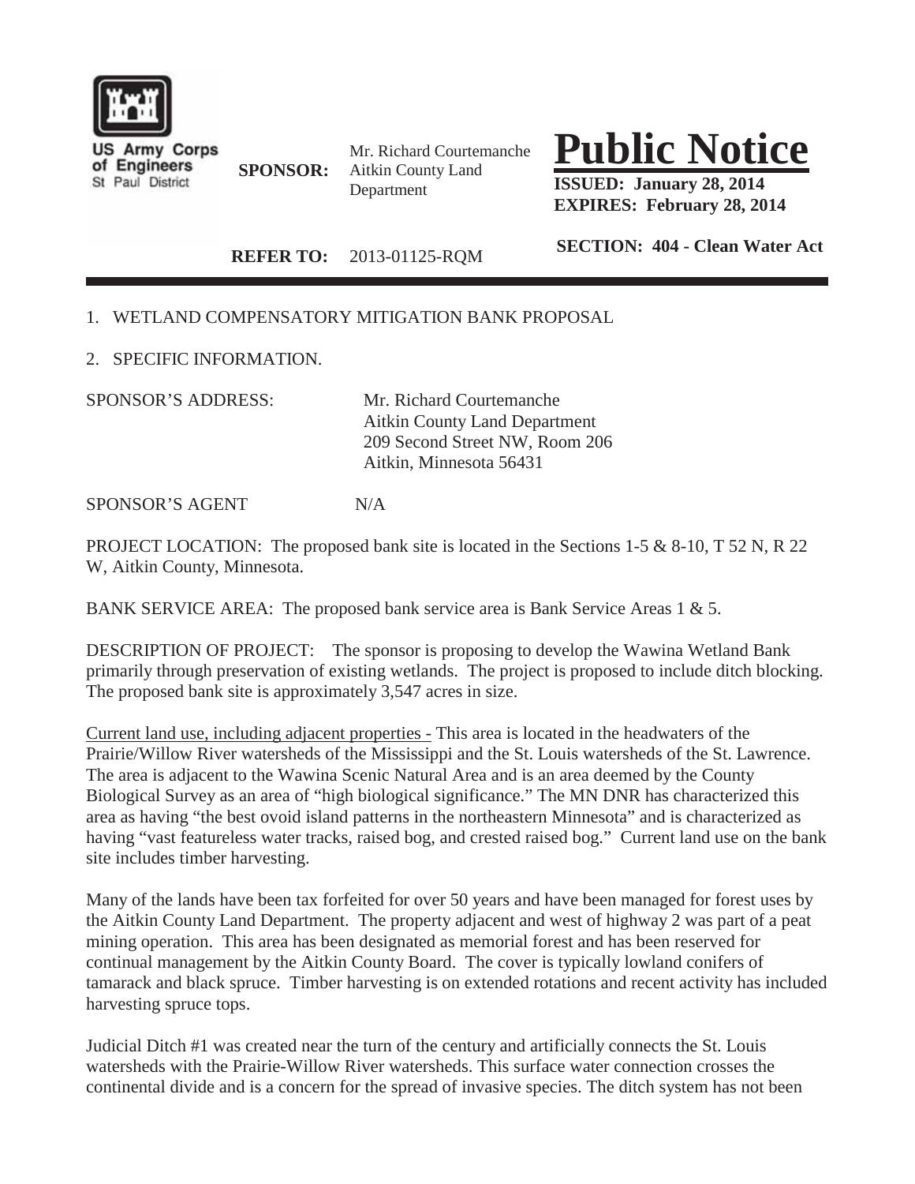US Army Corps of Engineers
St Paul District

**SPONSOR:** Mr. Richard Courtemanche
Aitkin County Land Department

# Public Notice

**ISSUED: January 28, 2014**
**EXPIRES: February 28, 2014**

**REFER TO:** 2013-01125-RQM

**SECTION: 404 - Clean Water Act**

---

1. WETLAND COMPENSATORY MITIGATION BANK PROPOSAL

2. SPECIFIC INFORMATION.

SPONSOR'S ADDRESS: Mr. Richard Courtemanche
Aitkin County Land Department
209 Second Street NW, Room 206
Aitkin, Minnesota 56431

SPONSOR'S AGENT N/A

PROJECT LOCATION: The proposed bank site is located in the Sections 1-5 & 8-10, T 52 N, R 22 W, Aitkin County, Minnesota.

BANK SERVICE AREA: The proposed bank service area is Bank Service Areas 1 & 5.

DESCRIPTION OF PROJECT: The sponsor is proposing to develop the Wawina Wetland Bank primarily through preservation of existing wetlands. The project is proposed to include ditch blocking. The proposed bank site is approximately 3,547 acres in size.

Current land use, including adjacent properties - This area is located in the headwaters of the Prairie/Willow River watersheds of the Mississippi and the St. Louis watersheds of the St. Lawrence. The area is adjacent to the Wawina Scenic Natural Area and is an area deemed by the County Biological Survey as an area of "high biological significance." The MN DNR has characterized this area as having "the best ovoid island patterns in the northeastern Minnesota" and is characterized as having "vast featureless water tracks, raised bog, and crested raised bog." Current land use on the bank site includes timber harvesting.

Many of the lands have been tax forfeited for over 50 years and have been managed for forest uses by the Aitkin County Land Department. The property adjacent and west of highway 2 was part of a peat mining operation. This area has been designated as memorial forest and has been reserved for continual management by the Aitkin County Board. The cover is typically lowland conifers of tamarack and black spruce. Timber harvesting is on extended rotations and recent activity has included harvesting spruce tops.

Judicial Ditch #1 was created near the turn of the century and artificially connects the St. Louis watersheds with the Prairie-Willow River watersheds. This surface water connection crosses the continental divide and is a concern for the spread of invasive species. The ditch system has not been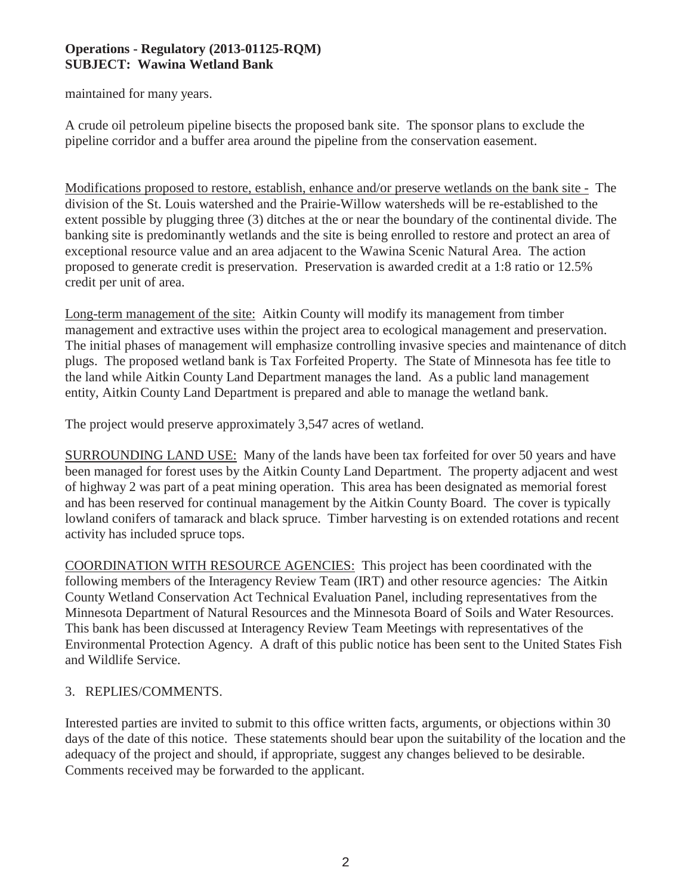maintained for many years.

A crude oil petroleum pipeline bisects the proposed bank site. The sponsor plans to exclude the pipeline corridor and a buffer area around the pipeline from the conservation easement.

Modifications proposed to restore, establish, enhance and/or preserve wetlands on the bank site - The division of the St. Louis watershed and the Prairie-Willow watersheds will be re-established to the extent possible by plugging three (3) ditches at the or near the boundary of the continental divide. The banking site is predominantly wetlands and the site is being enrolled to restore and protect an area of exceptional resource value and an area adjacent to the Wawina Scenic Natural Area. The action proposed to generate credit is preservation. Preservation is awarded credit at a 1:8 ratio or 12.5% credit per unit of area.

Long-term management of the site: Aitkin County will modify its management from timber management and extractive uses within the project area to ecological management and preservation. The initial phases of management will emphasize controlling invasive species and maintenance of ditch plugs. The proposed wetland bank is Tax Forfeited Property. The State of Minnesota has fee title to the land while Aitkin County Land Department manages the land. As a public land management entity, Aitkin County Land Department is prepared and able to manage the wetland bank.

The project would preserve approximately 3,547 acres of wetland.

SURROUNDING LAND USE: Many of the lands have been tax forfeited for over 50 years and have been managed for forest uses by the Aitkin County Land Department. The property adjacent and west of highway 2 was part of a peat mining operation. This area has been designated as memorial forest and has been reserved for continual management by the Aitkin County Board. The cover is typically lowland conifers of tamarack and black spruce. Timber harvesting is on extended rotations and recent activity has included spruce tops.

COORDINATION WITH RESOURCE AGENCIES: This project has been coordinated with the following members of the Interagency Review Team (IRT) and other resource agencies*:* The Aitkin County Wetland Conservation Act Technical Evaluation Panel, including representatives from the Minnesota Department of Natural Resources and the Minnesota Board of Soils and Water Resources. This bank has been discussed at Interagency Review Team Meetings with representatives of the Environmental Protection Agency. A draft of this public notice has been sent to the United States Fish and Wildlife Service.

3. REPLIES/COMMENTS.

Interested parties are invited to submit to this office written facts, arguments, or objections within 30 days of the date of this notice. These statements should bear upon the suitability of the location and the adequacy of the project and should, if appropriate, suggest any changes believed to be desirable. Comments received may be forwarded to the applicant.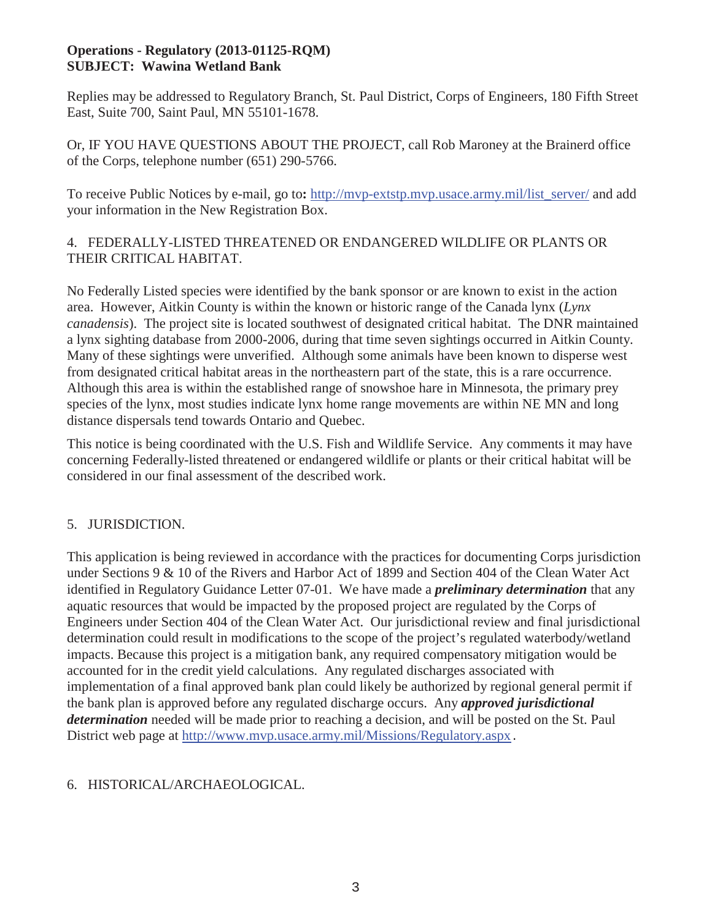**Operations - Regulatory (2013-01125-RQM)**
**SUBJECT: Wawina Wetland Bank**

Replies may be addressed to Regulatory Branch, St. Paul District, Corps of Engineers, 180 Fifth Street East, Suite 700, Saint Paul, MN 55101-1678.

Or, IF YOU HAVE QUESTIONS ABOUT THE PROJECT, call Rob Maroney at the Brainerd office of the Corps, telephone number (651) 290-5766.

To receive Public Notices by e-mail, go to**:** http://mvp-extstp.mvp.usace.army.mil/list_server/ and add your information in the New Registration Box.

4. FEDERALLY-LISTED THREATENED OR ENDANGERED WILDLIFE OR PLANTS OR THEIR CRITICAL HABITAT.

No Federally Listed species were identified by the bank sponsor or are known to exist in the action area. However, Aitkin County is within the known or historic range of the Canada lynx (*Lynx canadensis*). The project site is located southwest of designated critical habitat. The DNR maintained a lynx sighting database from 2000-2006, during that time seven sightings occurred in Aitkin County. Many of these sightings were unverified. Although some animals have been known to disperse west from designated critical habitat areas in the northeastern part of the state, this is a rare occurrence. Although this area is within the established range of snowshoe hare in Minnesota, the primary prey species of the lynx, most studies indicate lynx home range movements are within NE MN and long distance dispersals tend towards Ontario and Quebec.

This notice is being coordinated with the U.S. Fish and Wildlife Service. Any comments it may have concerning Federally-listed threatened or endangered wildlife or plants or their critical habitat will be considered in our final assessment of the described work.

5. JURISDICTION.

This application is being reviewed in accordance with the practices for documenting Corps jurisdiction under Sections 9 & 10 of the Rivers and Harbor Act of 1899 and Section 404 of the Clean Water Act identified in Regulatory Guidance Letter 07-01. We have made a ***preliminary determination*** that any aquatic resources that would be impacted by the proposed project are regulated by the Corps of Engineers under Section 404 of the Clean Water Act. Our jurisdictional review and final jurisdictional determination could result in modifications to the scope of the project's regulated waterbody/wetland impacts. Because this project is a mitigation bank, any required compensatory mitigation would be accounted for in the credit yield calculations. Any regulated discharges associated with implementation of a final approved bank plan could likely be authorized by regional general permit if the bank plan is approved before any regulated discharge occurs. Any ***approved jurisdictional determination*** needed will be made prior to reaching a decision, and will be posted on the St. Paul District web page at http://www.mvp.usace.army.mil/Missions/Regulatory.aspx.

6. HISTORICAL/ARCHAEOLOGICAL.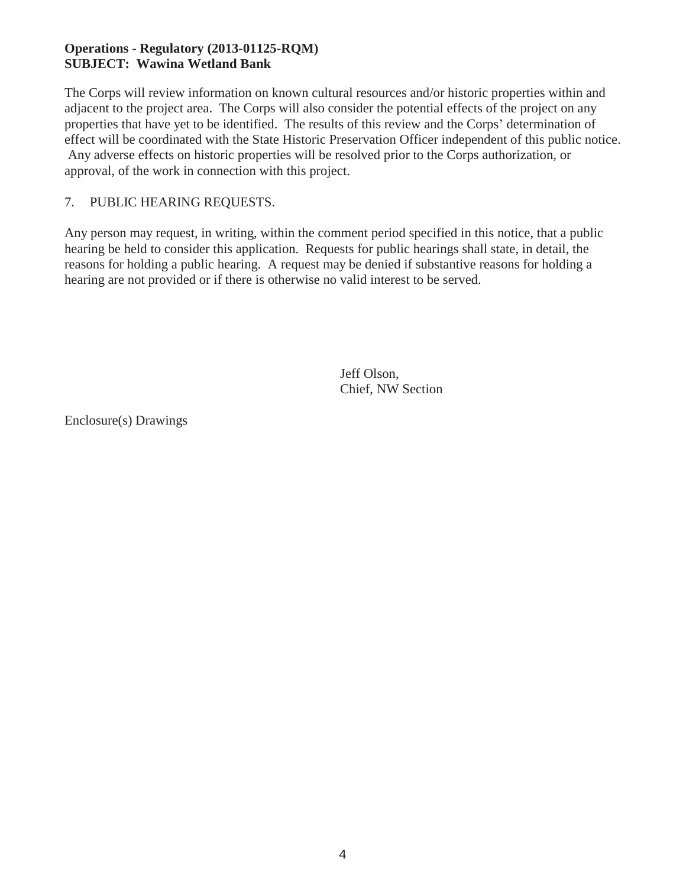**Operations - Regulatory (2013-01125-RQM)**
**SUBJECT: Wawina Wetland Bank**

The Corps will review information on known cultural resources and/or historic properties within and adjacent to the project area. The Corps will also consider the potential effects of the project on any properties that have yet to be identified. The results of this review and the Corps' determination of effect will be coordinated with the State Historic Preservation Officer independent of this public notice. Any adverse effects on historic properties will be resolved prior to the Corps authorization, or approval, of the work in connection with this project.

7. PUBLIC HEARING REQUESTS.

Any person may request, in writing, within the comment period specified in this notice, that a public hearing be held to consider this application. Requests for public hearings shall state, in detail, the reasons for holding a public hearing. A request may be denied if substantive reasons for holding a hearing are not provided or if there is otherwise no valid interest to be served.

Jeff Olson,
Chief, NW Section

Enclosure(s) Drawings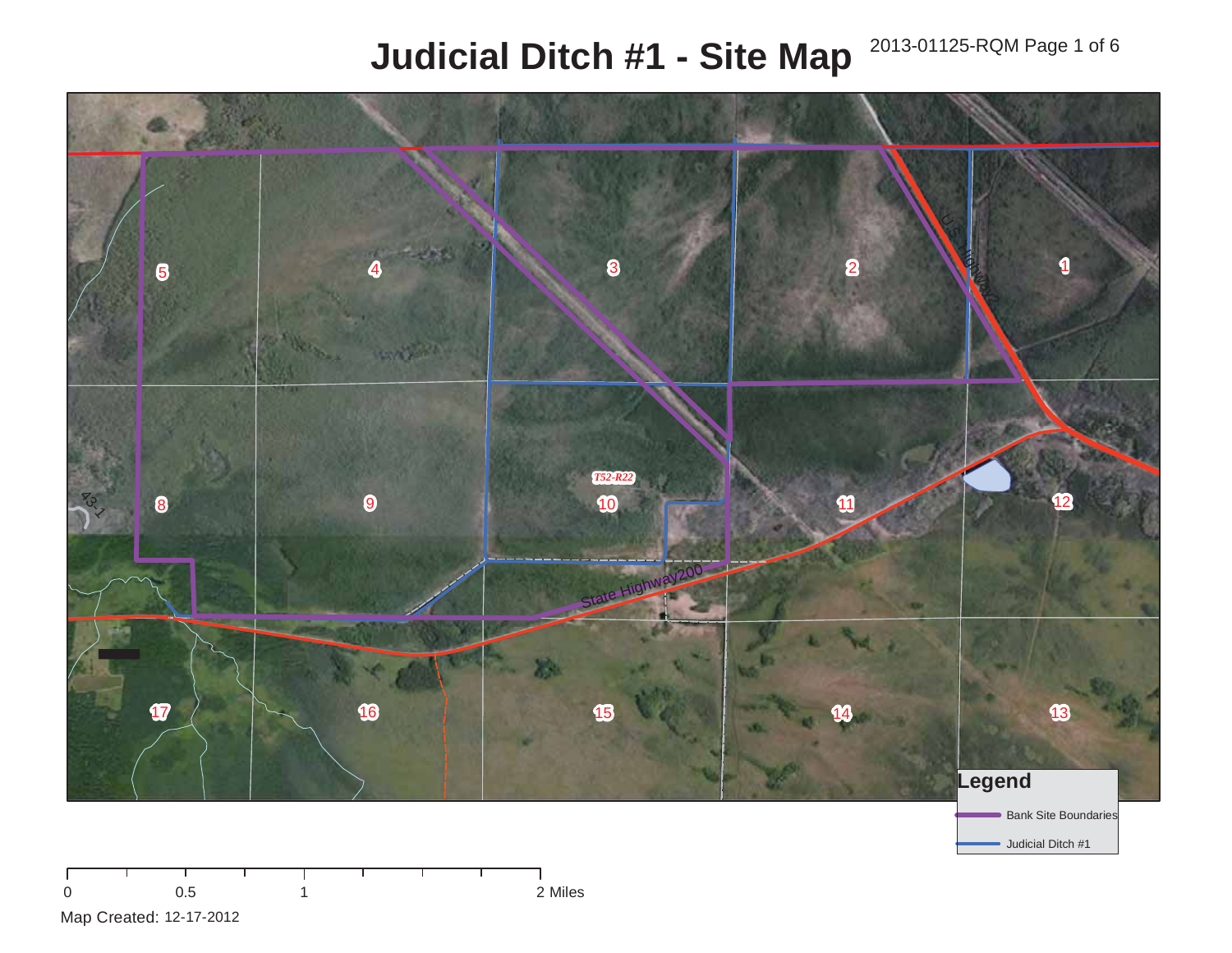# Judicial Ditch #1 - Site Map

2013-01125-RQM

5 4 3 2 1

T52-R22

8 9 10 11 12

17 16 15 14 13

U.S. Highway 2

State Highway 200

43-1

**Legend**

- Bank Site Boundaries
- Judicial Ditch #1

0 0.5 1 2 Miles

Map Created: 12-17-2012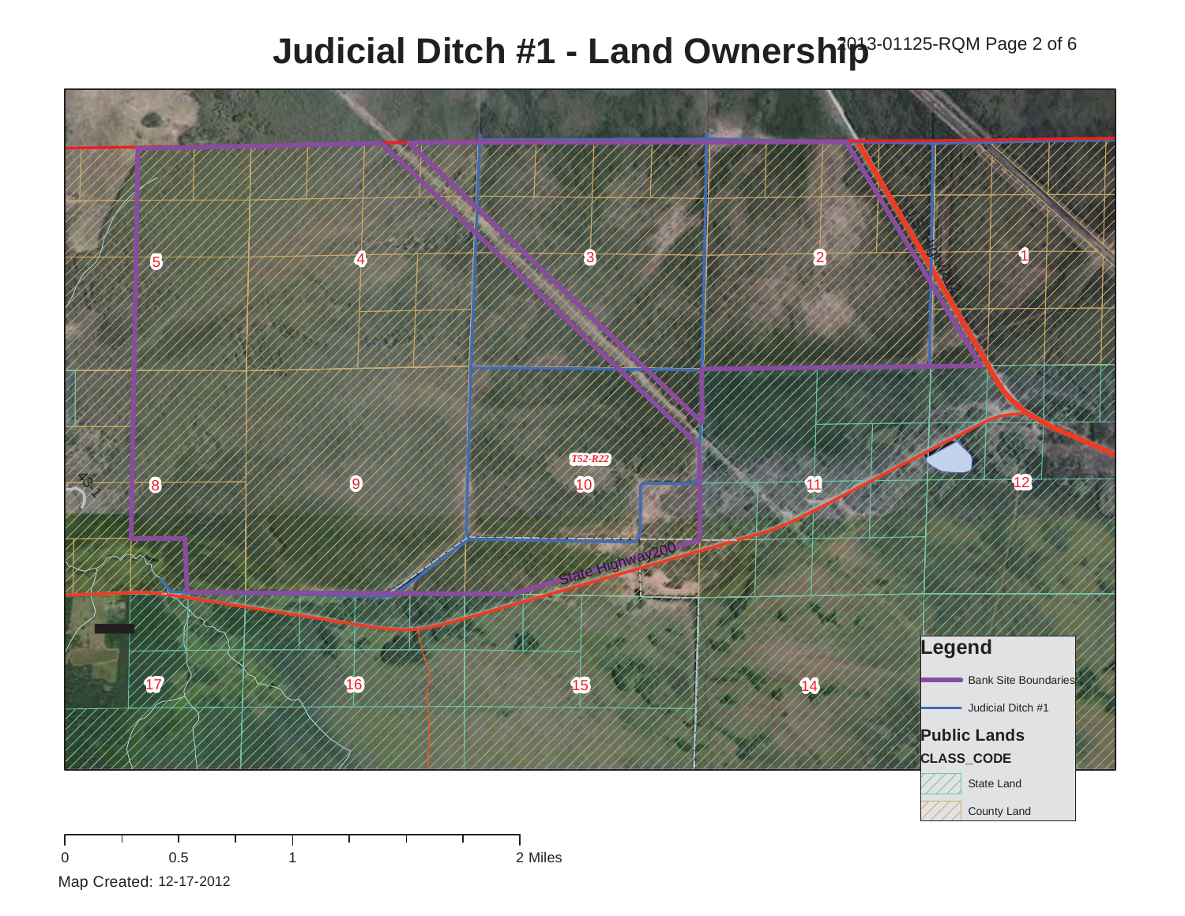# Judicial Ditch #1 - Land Ownership

2013-01125-RQM Page 2 of 6

5
4
3
2
1
8
9
T52-R22
10
11
12
17
16
15
14

State Highway200

43-1

**Legend**

Bank Site Boundaries

Judicial Ditch #1

**Public Lands**

**CLASS_CODE**

State Land

County Land

0 0.5 1 2 Miles

Map Created: 12-17-2012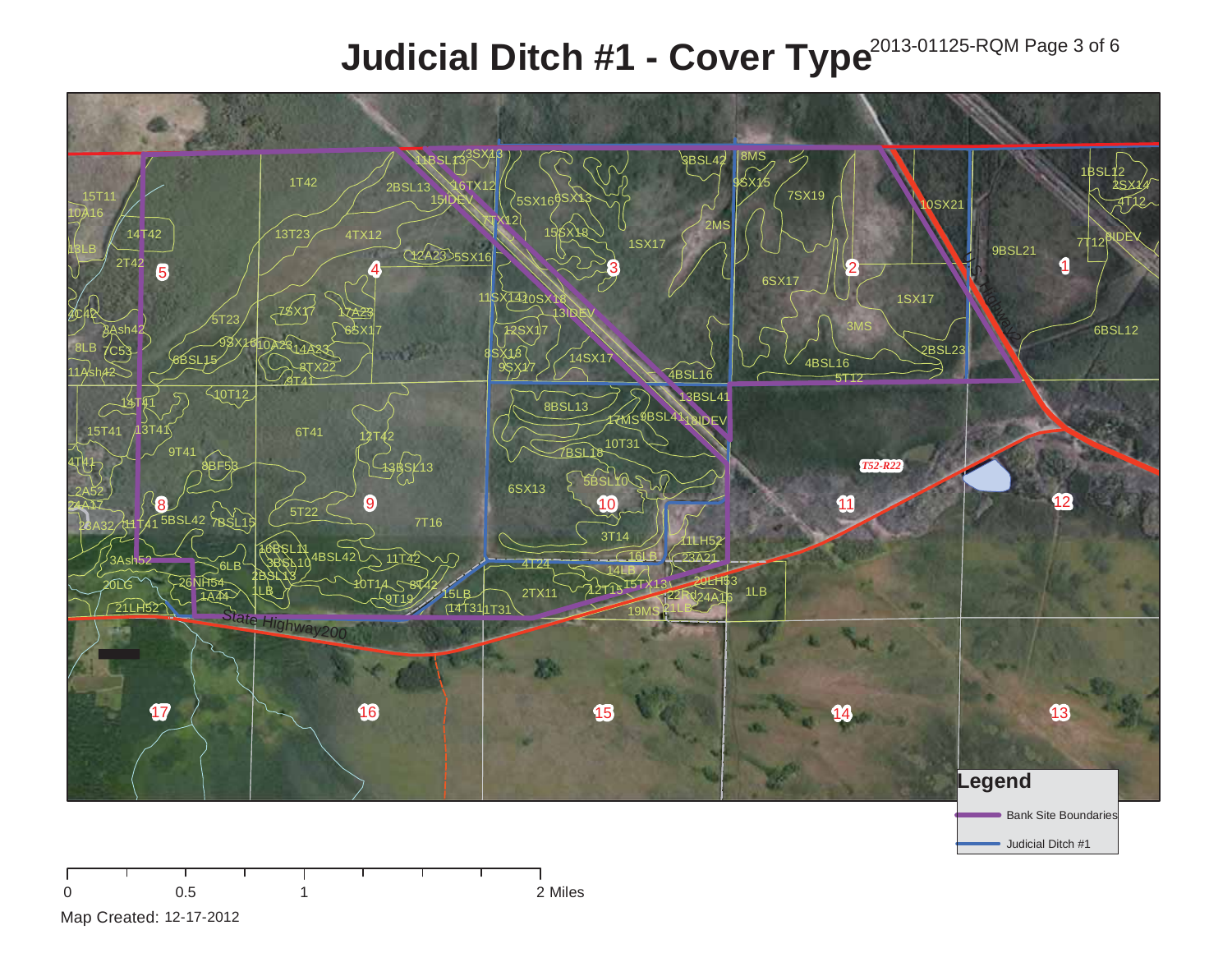# Judicial Ditch #1 - Cover Type

2013-01125-RQM Page 3 of 6

1BSL12
2SX14
4T12
7T12
8IDEV
9BSL21
1
6BSL12
10SX21
1SX17
2BSL23
3MS
4BSL16
5T12
2
6SX17
7SX19
8MS
9SX15
3BSL42
2MS
1SX17
3
11BSL13
3SX13
2BSL13
16TX12
15IDEV
5SX16
6SX13
7TX12
15SX18
12A23
5SX16
11SX14
10SX18
13IDEV
12SX17
8SX18
9SX17
14SX17
4BSL16
13BSL41
17MS
9BSL41
18IDEV
8BSL13
10T31
7BSL18
5BSL10
6SX13
10
T52-R22
11
12
3T14
16LB
11LH52
23A21
4T24
14LB
2TX11
12T15
15TX13
20LH53
22Rd
24A16
1LB
19MS
21LB
15LB
14T31
1T31
1T42
13T23
4TX12
4
15T11
10A16
14T42
13LB
2T42
5
4C42
5T23
7SX17
17A23
6SX17
3Ash42
9SX16
10A23
14A23
8LB
7C53
6BSL15
8TX22
3T41
11Ash42
10T12
14T41
15T41
13T41
6T41
12T42
9T41
8BF53
13BSL13
4T41
2A52
8
9
24A17
5BSL42
7BSL15
5T22
7T16
26A32
11T41
3Ash52
10BSL11
3BSL10
4BSL42
11T42
6LB
2BSL13
20LG
26NH54
1A44
1LB
10T14
8T42
9T19
21LH52
State Highway200
US Highway2
17
16
15
14
13

**Legend**

Bank Site Boundaries

Judicial Ditch #1

0 0.5 1 2 Miles

Map Created: 12-17-2012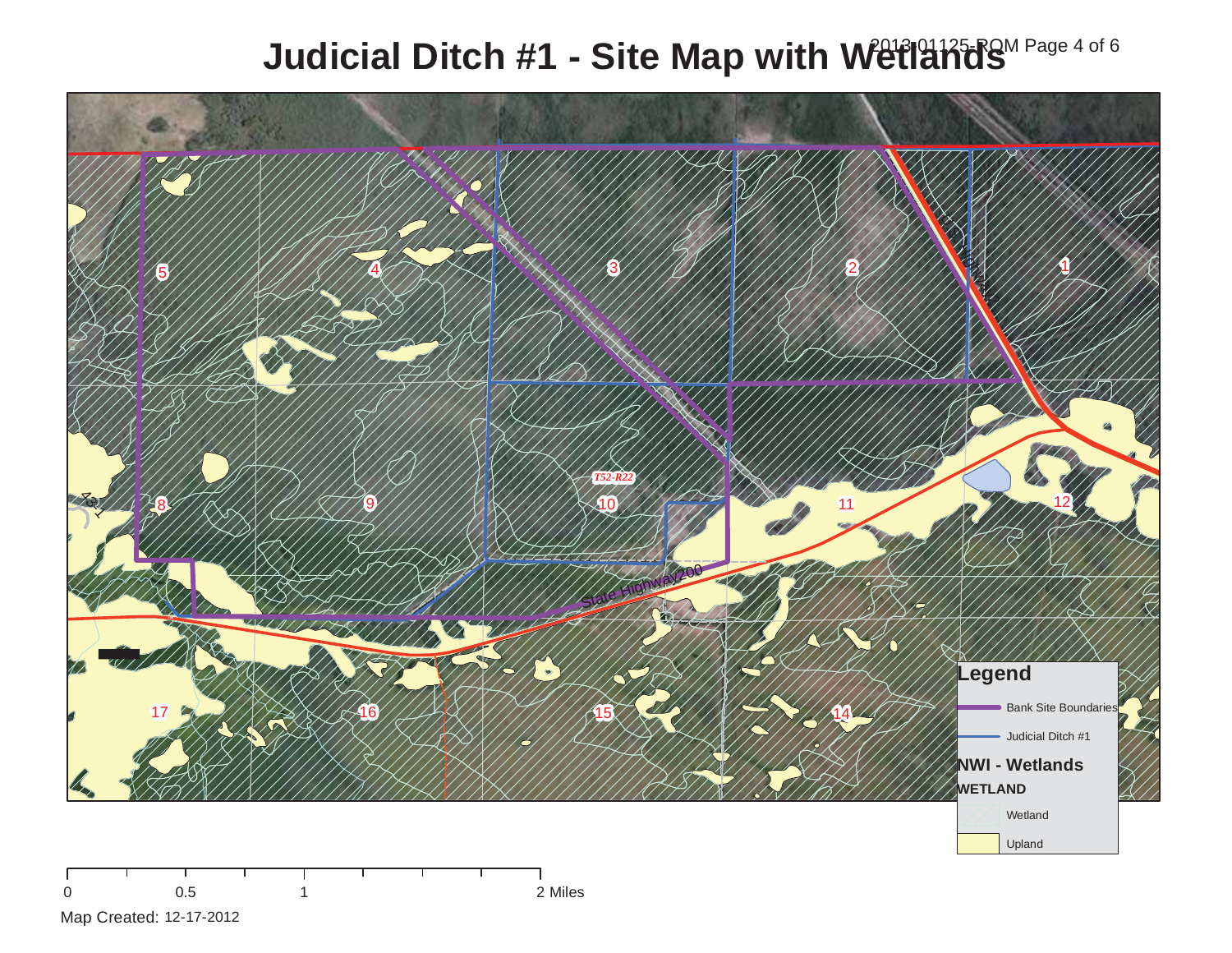# Judicial Ditch #1 - Site Map with Wetlands

2013-01125-RQM

5
4
3
2
1
T52-R22
8
9
10
11
12
State Highway 200
17
16
15
14

**Legend**

Bank Site Boundaries

Judicial Ditch #1

**NWI - Wetlands**

**WETLAND**

Wetland

Upland

0 0.5 1 2 Miles

Map Created: 12-17-2012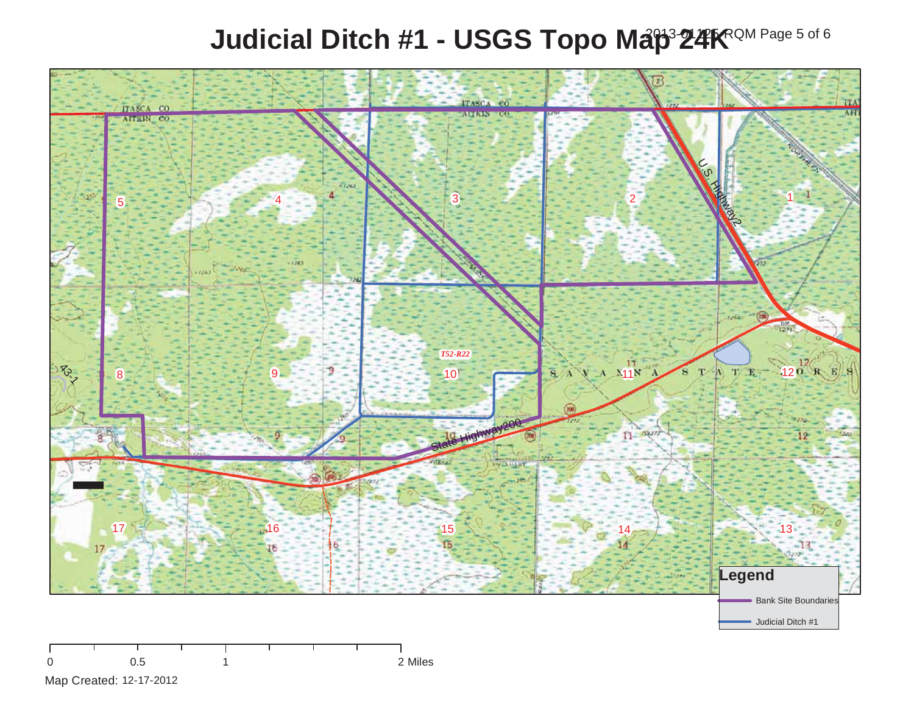# Judicial Ditch #1 - USGS Topo Map 24K

2013-01125 RQM

5
4
3
2
1
8
9
10
11
12
17
16
15
14
13

T52-R22

U.S. Highway2

State Highway200

43-1

SAVANNA STATE FORES

ITASCA CO
AITKIN CO

**Legend**

Bank Site Boundaries

Judicial Ditch #1

0 0.5 1 2 Miles

Map Created: 12-17-2012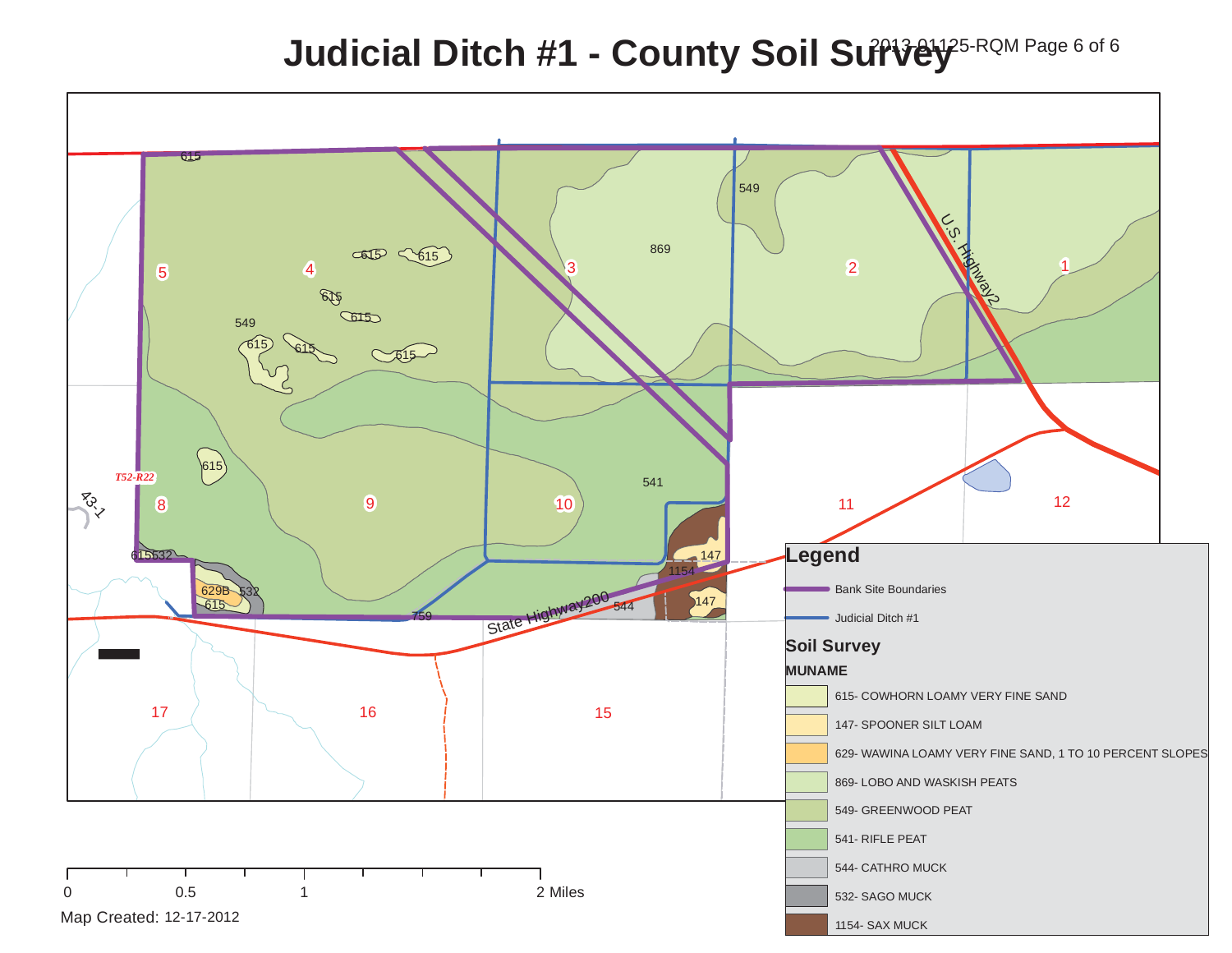# Judicial Ditch #1 - County Soil Survey

615
549
869
U.S. Highway2
5
4
3
2
1
615
615
615
615
549
615
615
615
615
T52-R22
43-1
8
9
10
541
11
12
615532
147
1154
629B
532
615
759
State Highway200
544
147
17
16
15

## Legend

Bank Site Boundaries

Judicial Ditch #1

### Soil Survey

**MUNAME**

615- COWHORN LOAMY VERY FINE SAND

147- SPOONER SILT LOAM

629- WAWINA LOAMY VERY FINE SAND, 1 TO 10 PERCENT SLOPES

869- LOBO AND WASKISH PEATS

549- GREENWOOD PEAT

541- RIFLE PEAT

544- CATHRO MUCK

532- SAGO MUCK

1154- SAX MUCK

0
0.5
1
2 Miles

Map Created: 12-17-2012